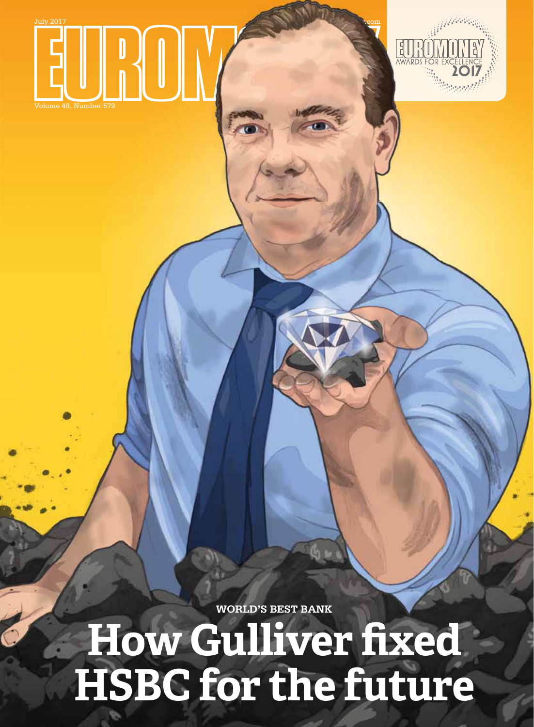July 2017

# EUROMONEY

Volume 48, Number 579

EUROMONEY AWARDS FOR EXCELLENCE 2017

**WORLD'S BEST BANK**

# How Gulliver fixed HSBC for the future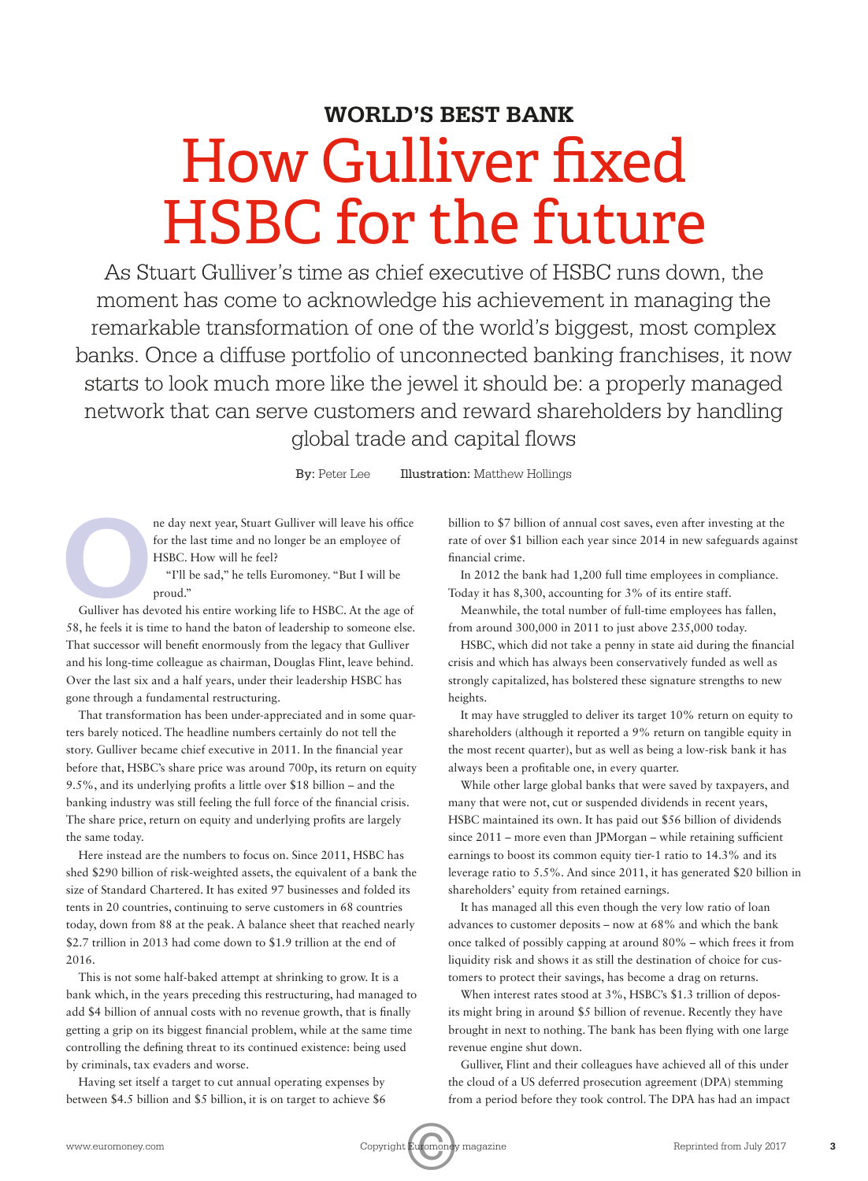**WORLD'S BEST BANK**

# How Gulliver fixed HSBC for the future

As Stuart Gulliver's time as chief executive of HSBC runs down, the moment has come to acknowledge his achievement in managing the remarkable transformation of one of the world's biggest, most complex banks. Once a diffuse portfolio of unconnected banking franchises, it now starts to look much more like the jewel it should be: a properly managed network that can serve customers and reward shareholders by handling global trade and capital flows

**By:** Peter Lee **Illustration:** Matthew Hollings

One day next year, Stuart Gulliver will leave his office for the last time and no longer be an employee of HSBC. How will he feel?

"I'll be sad," he tells Euromoney. "But I will be proud."

Gulliver has devoted his entire working life to HSBC. At the age of 58, he feels it is time to hand the baton of leadership to someone else. That successor will benefit enormously from the legacy that Gulliver and his long-time colleague as chairman, Douglas Flint, leave behind. Over the last six and a half years, under their leadership HSBC has gone through a fundamental restructuring.

That transformation has been under-appreciated and in some quarters barely noticed. The headline numbers certainly do not tell the story. Gulliver became chief executive in 2011. In the financial year before that, HSBC's share price was around 700p, its return on equity 9.5%, and its underlying profits a little over $18 billion – and the banking industry was still feeling the full force of the financial crisis. The share price, return on equity and underlying profits are largely the same today.

Here instead are the numbers to focus on. Since 2011, HSBC has shed $290 billion of risk-weighted assets, the equivalent of a bank the size of Standard Chartered. It has exited 97 businesses and folded its tents in 20 countries, continuing to serve customers in 68 countries today, down from 88 at the peak. A balance sheet that reached nearly $2.7 trillion in 2013 had come down to $1.9 trillion at the end of 2016.

This is not some half-baked attempt at shrinking to grow. It is a bank which, in the years preceding this restructuring, had managed to add $4 billion of annual costs with no revenue growth, that is finally getting a grip on its biggest financial problem, while at the same time controlling the defining threat to its continued existence: being used by criminals, tax evaders and worse.

Having set itself a target to cut annual operating expenses by between $4.5 billion and $5 billion, it is on target to achieve $6 billion to $7 billion of annual cost saves, even after investing at the rate of over $1 billion each year since 2014 in new safeguards against financial crime.

In 2012 the bank had 1,200 full time employees in compliance. Today it has 8,300, accounting for 3% of its entire staff.

Meanwhile, the total number of full-time employees has fallen, from around 300,000 in 2011 to just above 235,000 today.

HSBC, which did not take a penny in state aid during the financial crisis and which has always been conservatively funded as well as strongly capitalized, has bolstered these signature strengths to new heights.

It may have struggled to deliver its target 10% return on equity to shareholders (although it reported a 9% return on tangible equity in the most recent quarter), but as well as being a low-risk bank it has always been a profitable one, in every quarter.

While other large global banks that were saved by taxpayers, and many that were not, cut or suspended dividends in recent years, HSBC maintained its own. It has paid out $56 billion of dividends since 2011 – more even than JPMorgan – while retaining sufficient earnings to boost its common equity tier-1 ratio to 14.3% and its leverage ratio to 5.5%. And since 2011, it has generated $20 billion in shareholders' equity from retained earnings.

It has managed all this even though the very low ratio of loan advances to customer deposits – now at 68% and which the bank once talked of possibly capping at around 80% – which frees it from liquidity risk and shows it as still the destination of choice for customers to protect their savings, has become a drag on returns.

When interest rates stood at 3%, HSBC's $1.3 trillion of deposits might bring in around $5 billion of revenue. Recently they have brought in next to nothing. The bank has been flying with one large revenue engine shut down.

Gulliver, Flint and their colleagues have achieved all of this under the cloud of a US deferred prosecution agreement (DPA) stemming from a period before they took control. The DPA has had an impact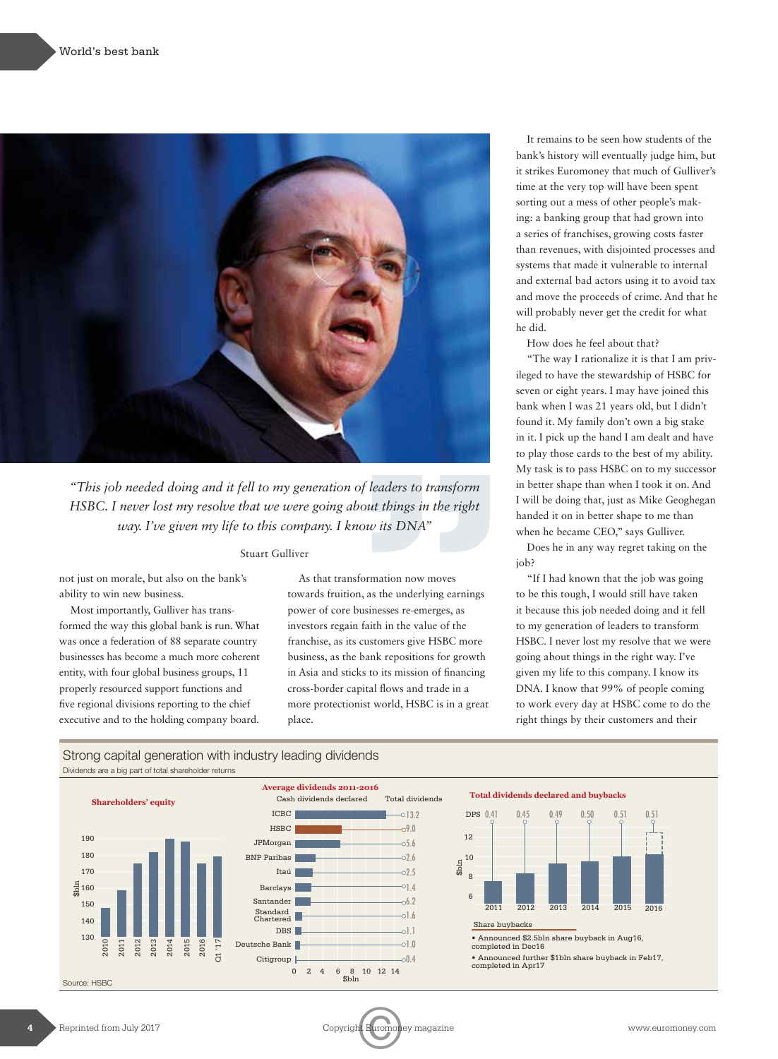> *"This job needed doing and it fell to my generation of leaders to transform HSBC. I never lost my resolve that we were going about things in the right way. I've given my life to this company. I know its DNA"*
>
> Stuart Gulliver

not just on morale, but also on the bank's ability to win new business.

Most importantly, Gulliver has transformed the way this global bank is run. What was once a federation of 88 separate country businesses has become a much more coherent entity, with four global business groups, 11 properly resourced support functions and five regional divisions reporting to the chief executive and to the holding company board.

As that transformation now moves towards fruition, as the underlying earnings power of core businesses re-emerges, as investors regain faith in the value of the franchise, as its customers give HSBC more business, as the bank repositions for growth in Asia and sticks to its mission of financing cross-border capital flows and trade in a more protectionist world, HSBC is in a great place.

It remains to be seen how students of the bank's history will eventually judge him, but it strikes Euromoney that much of Gulliver's time at the very top will have been spent sorting out a mess of other people's making: a banking group that had grown into a series of franchises, growing costs faster than revenues, with disjointed processes and systems that made it vulnerable to internal and external bad actors using it to avoid tax and move the proceeds of crime. And that he will probably never get the credit for what he did.

How does he feel about that?

"The way I rationalize it is that I am privileged to have the stewardship of HSBC for seven or eight years. I may have joined this bank when I was 21 years old, but I didn't found it. My family don't own a big stake in it. I pick up the hand I am dealt and have to play those cards to the best of my ability. My task is to pass HSBC on to my successor in better shape than when I took it on. And I will be doing that, just as Mike Geoghegan handed it on in better shape to me than when he became CEO," says Gulliver.

Does he in any way regret taking on the job?

"If I had known that the job was going to be this tough, I would still have taken it because this job needed doing and it fell to my generation of leaders to transform HSBC. I never lost my resolve that we were going about things in the right way. I've given my life to this company. I know its DNA. I know that 99% of people coming to work every day at HSBC come to do the right things by their customers and their

## Strong capital generation with industry leading dividends

Dividends are a big part of total shareholder returns

**Shareholders' equity** ($bln): 2010, 2011, 2012, 2013, 2014, 2015, 2016, Q1 '17

**Average dividends 2011-2016**

| Bank | Total dividends ($bln) |
|---|---|
| ICBC | 13.2 |
| HSBC | 9.0 |
| JPMorgan | 5.6 |
| BNP Paribas | 2.6 |
| Itaú | 2.5 |
| Barclays | 1.4 |
| Santander | 6.2 |
| Standard Chartered | 1.6 |
| DBS | 1.1 |
| Deutsche Bank | 1.0 |
| Citigroup | 0.4 |

**Total dividends declared and buybacks**

| | 2011 | 2012 | 2013 | 2014 | 2015 | 2016 |
|---|---|---|---|---|---|---|
| DPS | 0.41 | 0.45 | 0.49 | 0.50 | 0.51 | 0.51 |

Share buybacks
- Announced $2.5bln share buyback in Aug16, completed in Dec16
- Announced further $1bln share buyback in Feb17, completed in Apr17

Source: HSBC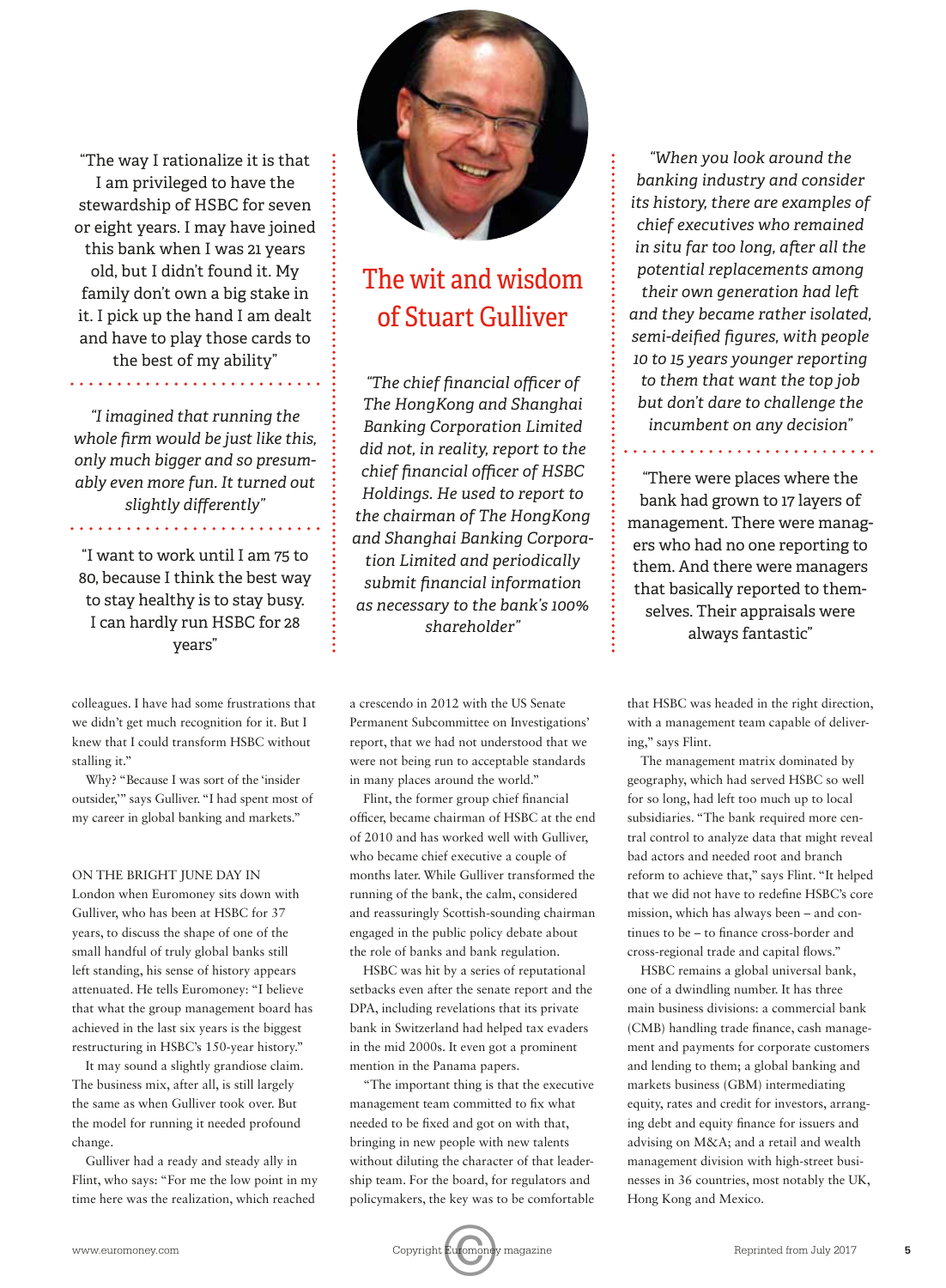# The wit and wisdom of Stuart Gulliver

"The way I rationalize it is that I am privileged to have the stewardship of HSBC for seven or eight years. I may have joined this bank when I was 21 years old, but I didn't found it. My family don't own a big stake in it. I pick up the hand I am dealt and have to play those cards to the best of my ability"

*"I imagined that running the whole firm would be just like this, only much bigger and so presumably even more fun. It turned out slightly differently"*

"I want to work until I am 75 to 80, because I think the best way to stay healthy is to stay busy. I can hardly run HSBC for 28 years"

*"The chief financial officer of The HongKong and Shanghai Banking Corporation Limited did not, in reality, report to the chief financial officer of HSBC Holdings. He used to report to the chairman of The HongKong and Shanghai Banking Corporation Limited and periodically submit financial information as necessary to the bank's 100% shareholder"*

*"When you look around the banking industry and consider its history, there are examples of chief executives who remained in situ far too long, after all the potential replacements among their own generation had left and they became rather isolated, semi-deified figures, with people 10 to 15 years younger reporting to them that want the top job but don't dare to challenge the incumbent on any decision"*

"There were places where the bank had grown to 17 layers of management. There were managers who had no one reporting to them. And there were managers that basically reported to themselves. Their appraisals were always fantastic"

colleagues. I have had some frustrations that we didn't get much recognition for it. But I knew that I could transform HSBC without stalling it."

Why? "Because I was sort of the 'insider outsider,'" says Gulliver. "I had spent most of my career in global banking and markets."

ON THE BRIGHT JUNE DAY IN London when Euromoney sits down with Gulliver, who has been at HSBC for 37 years, to discuss the shape of one of the small handful of truly global banks still left standing, his sense of history appears attenuated. He tells Euromoney: "I believe that what the group management board has achieved in the last six years is the biggest restructuring in HSBC's 150-year history."

It may sound a slightly grandiose claim. The business mix, after all, is still largely the same as when Gulliver took over. But the model for running it needed profound change.

Gulliver had a ready and steady ally in Flint, who says: "For me the low point in my time here was the realization, which reached a crescendo in 2012 with the US Senate Permanent Subcommittee on Investigations' report, that we had not understood that we were not being run to acceptable standards in many places around the world."

Flint, the former group chief financial officer, became chairman of HSBC at the end of 2010 and has worked well with Gulliver, who became chief executive a couple of months later. While Gulliver transformed the running of the bank, the calm, considered and reassuringly Scottish-sounding chairman engaged in the public policy debate about the role of banks and bank regulation.

HSBC was hit by a series of reputational setbacks even after the senate report and the DPA, including revelations that its private bank in Switzerland had helped tax evaders in the mid 2000s. It even got a prominent mention in the Panama papers.

"The important thing is that the executive management team committed to fix what needed to be fixed and got on with that, bringing in new people with new talents without diluting the character of that leadership team. For the board, for regulators and policymakers, the key was to be comfortable that HSBC was headed in the right direction, with a management team capable of delivering," says Flint.

The management matrix dominated by geography, which had served HSBC so well for so long, had left too much up to local subsidiaries. "The bank required more central control to analyze data that might reveal bad actors and needed root and branch reform to achieve that," says Flint. "It helped that we did not have to redefine HSBC's core mission, which has always been – and continues to be – to finance cross-border and cross-regional trade and capital flows."

HSBC remains a global universal bank, one of a dwindling number. It has three main business divisions: a commercial bank (CMB) handling trade finance, cash management and payments for corporate customers and lending to them; a global banking and markets business (GBM) intermediating equity, rates and credit for investors, arranging debt and equity finance for issuers and advising on M&A; and a retail and wealth management division with high-street businesses in 36 countries, most notably the UK, Hong Kong and Mexico.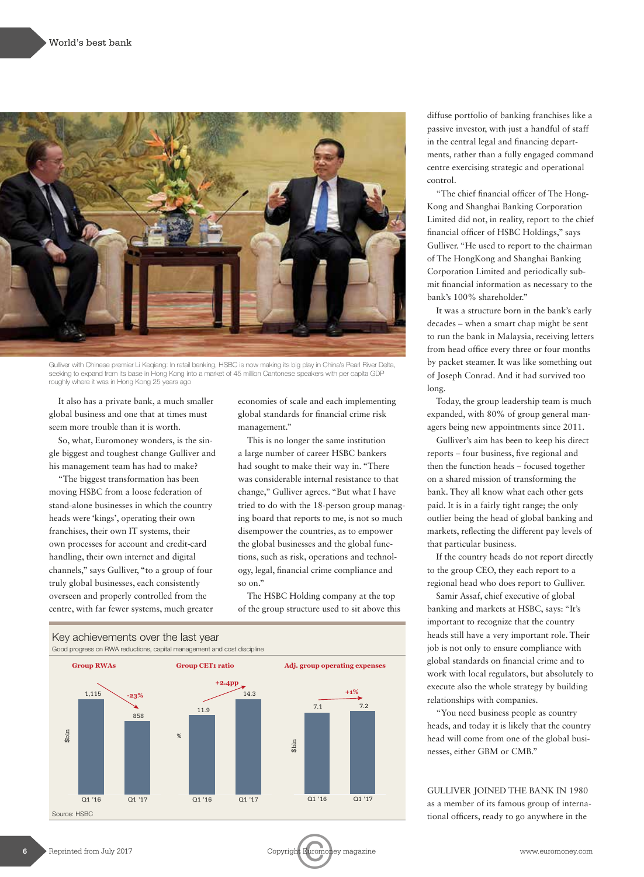Gulliver with Chinese premier Li Keqiang: In retail banking, HSBC is now making its big play in China's Pearl River Delta, seeking to expand from its base in Hong Kong into a market of 45 million Cantonese speakers with per capita GDP roughly where it was in Hong Kong 25 years ago

It also has a private bank, a much smaller global business and one that at times must seem more trouble than it is worth.

So, what, Euromoney wonders, is the single biggest and toughest change Gulliver and his management team has had to make?

"The biggest transformation has been moving HSBC from a loose federation of stand-alone businesses in which the country heads were 'kings', operating their own franchises, their own IT systems, their own processes for account and credit-card handling, their own internet and digital channels," says Gulliver, "to a group of four truly global businesses, each consistently overseen and properly controlled from the centre, with far fewer systems, much greater economies of scale and each implementing global standards for financial crime risk management."

This is no longer the same institution a large number of career HSBC bankers had sought to make their way in. "There was considerable internal resistance to that change," Gulliver agrees. "But what I have tried to do with the 18-person group managing board that reports to me, is not so much disempower the countries, as to empower the global businesses and the global functions, such as risk, operations and technology, legal, financial crime compliance and so on."

The HSBC Holding company at the top of the group structure used to sit above this diffuse portfolio of banking franchises like a passive investor, with just a handful of staff in the central legal and financing departments, rather than a fully engaged command centre exercising strategic and operational control.

"The chief financial officer of The HongKong and Shanghai Banking Corporation Limited did not, in reality, report to the chief financial officer of HSBC Holdings," says Gulliver. "He used to report to the chairman of The HongKong and Shanghai Banking Corporation Limited and periodically submit financial information as necessary to the bank's 100% shareholder."

It was a structure born in the bank's early decades – when a smart chap might be sent to run the bank in Malaysia, receiving letters from head office every three or four months by packet steamer. It was like something out of Joseph Conrad. And it had survived too long.

Today, the group leadership team is much expanded, with 80% of group general managers being new appointments since 2011.

Gulliver's aim has been to keep his direct reports – four business, five regional and then the function heads – focused together on a shared mission of transforming the bank. They all know what each other gets paid. It is in a fairly tight range; the only outlier being the head of global banking and markets, reflecting the different pay levels of that particular business.

If the country heads do not report directly to the group CEO, they each report to a regional head who does report to Gulliver.

Samir Assaf, chief executive of global banking and markets at HSBC, says: "It's important to recognize that the country heads still have a very important role. Their job is not only to ensure compliance with global standards on financial crime and to work with local regulators, but absolutely to execute also the whole strategy by building relationships with companies.

"You need business people as country heads, and today it is likely that the country head will come from one of the global businesses, either GBM or CMB."

### Key achievements over the last year

Good progress on RWA reductions, capital management and cost discipline

| | Q1 '16 | Q1 '17 | Change |
|---|---|---|---|
| Group RWAs ($bln) | 1,115 | 858 | -23% |
| Group CET1 ratio (%) | 11.9 | 14.3 | +2.4pp |
| Adj. group operating expenses ($bln) | 7.1 | 7.2 | +1% |

Source: HSBC

GULLIVER JOINED THE BANK IN 1980 as a member of its famous group of international officers, ready to go anywhere in the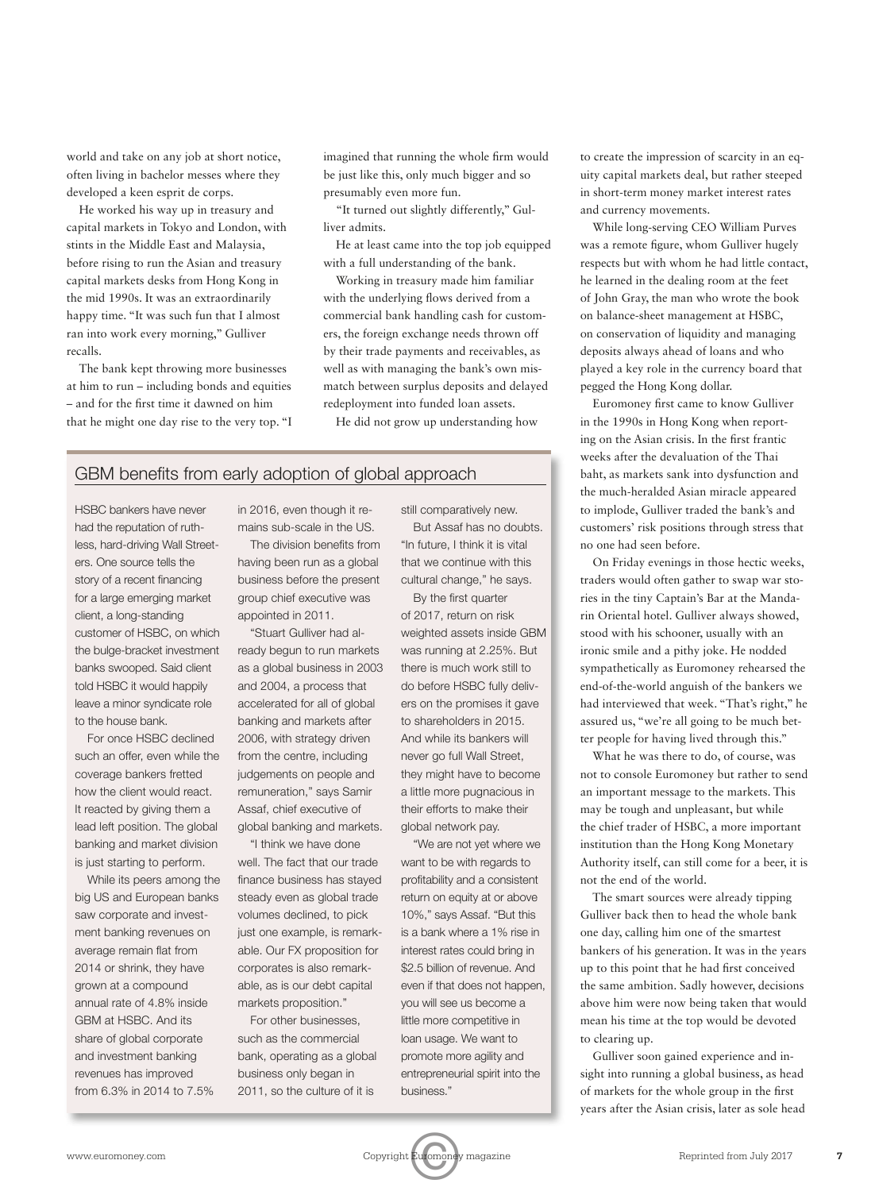world and take on any job at short notice, often living in bachelor messes where they developed a keen esprit de corps.

He worked his way up in treasury and capital markets in Tokyo and London, with stints in the Middle East and Malaysia, before rising to run the Asian and treasury capital markets desks from Hong Kong in the mid 1990s. It was an extraordinarily happy time. "It was such fun that I almost ran into work every morning," Gulliver recalls.

The bank kept throwing more businesses at him to run – including bonds and equities – and for the first time it dawned on him that he might one day rise to the very top. "I imagined that running the whole firm would be just like this, only much bigger and so presumably even more fun.

"It turned out slightly differently," Gulliver admits.

He at least came into the top job equipped with a full understanding of the bank.

Working in treasury made him familiar with the underlying flows derived from a commercial bank handling cash for customers, the foreign exchange needs thrown off by their trade payments and receivables, as well as with managing the bank's own mismatch between surplus deposits and delayed redeployment into funded loan assets.

He did not grow up understanding how to create the impression of scarcity in an equity capital markets deal, but rather steeped in short-term money market interest rates and currency movements.

While long-serving CEO William Purves was a remote figure, whom Gulliver hugely respects but with whom he had little contact, he learned in the dealing room at the feet of John Gray, the man who wrote the book on balance-sheet management at HSBC, on conservation of liquidity and managing deposits always ahead of loans and who played a key role in the currency board that pegged the Hong Kong dollar.

Euromoney first came to know Gulliver in the 1990s in Hong Kong when reporting on the Asian crisis. In the first frantic weeks after the devaluation of the Thai baht, as markets sank into dysfunction and the much-heralded Asian miracle appeared to implode, Gulliver traded the bank's and customers' risk positions through stress that no one had seen before.

On Friday evenings in those hectic weeks, traders would often gather to swap war stories in the tiny Captain's Bar at the Mandarin Oriental hotel. Gulliver always showed, stood with his schooner, usually with an ironic smile and a pithy joke. He nodded sympathetically as Euromoney rehearsed the end-of-the-world anguish of the bankers we had interviewed that week. "That's right," he assured us, "we're all going to be much better people for having lived through this."

What he was there to do, of course, was not to console Euromoney but rather to send an important message to the markets. This may be tough and unpleasant, but while the chief trader of HSBC, a more important institution than the Hong Kong Monetary Authority itself, can still come for a beer, it is not the end of the world.

The smart sources were already tipping Gulliver back then to head the whole bank one day, calling him one of the smartest bankers of his generation. It was in the years up to this point that he had first conceived the same ambition. Sadly however, decisions above him were now being taken that would mean his time at the top would be devoted to clearing up.

Gulliver soon gained experience and insight into running a global business, as head of markets for the whole group in the first years after the Asian crisis, later as sole head

## GBM benefits from early adoption of global approach

HSBC bankers have never had the reputation of ruthless, hard-driving Wall Streeters. One source tells the story of a recent financing for a large emerging market client, a long-standing customer of HSBC, on which the bulge-bracket investment banks swooped. Said client told HSBC it would happily leave a minor syndicate role to the house bank.

For once HSBC declined such an offer, even while the coverage bankers fretted how the client would react. It reacted by giving them a lead left position. The global banking and market division is just starting to perform.

While its peers among the big US and European banks saw corporate and investment banking revenues on average remain flat from 2014 or shrink, they have grown at a compound annual rate of 4.8% inside GBM at HSBC. And its share of global corporate and investment banking revenues has improved from 6.3% in 2014 to 7.5% in 2016, even though it remains sub-scale in the US.

The division benefits from having been run as a global business before the present group chief executive was appointed in 2011.

"Stuart Gulliver had already begun to run markets as a global business in 2003 and 2004, a process that accelerated for all of global banking and markets after 2006, with strategy driven from the centre, including judgements on people and remuneration," says Samir Assaf, chief executive of global banking and markets.

"I think we have done well. The fact that our trade finance business has stayed steady even as global trade volumes declined, to pick just one example, is remarkable. Our FX proposition for corporates is also remarkable, as is our debt capital markets proposition."

For other businesses, such as the commercial bank, operating as a global business only began in 2011, so the culture of it is still comparatively new.

But Assaf has no doubts. "In future, I think it is vital that we continue with this cultural change," he says.

By the first quarter of 2017, return on risk weighted assets inside GBM was running at 2.25%. But there is much work still to do before HSBC fully delivers on the promises it gave to shareholders in 2015. And while its bankers will never go full Wall Street, they might have to become a little more pugnacious in their efforts to make their global network pay.

"We are not yet where we want to be with regards to profitability and a consistent return on equity at or above 10%," says Assaf. "But this is a bank where a 1% rise in interest rates could bring in \$2.5 billion of revenue. And even if that does not happen, you will see us become a little more competitive in loan usage. We want to promote more agility and entrepreneurial spirit into the business."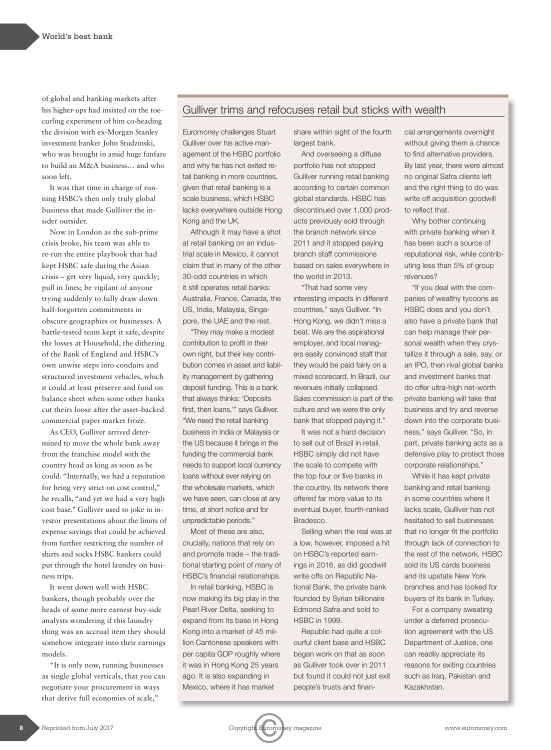of global and banking markets after his higher-ups had insisted on the toe-curling experiment of him co-heading the division with ex-Morgan Stanley investment banker John Studzinski, who was brought in amid huge fanfare to build an M&A business… and who soon left.

It was that time in charge of running HSBC's then only truly global business that made Gulliver the insider outsider.

Now in London as the sub-prime crisis broke, his team was able to re-run the entire playbook that had kept HSBC safe during the Asian crisis – get very liquid, very quickly; pull in lines; be vigilant of anyone trying suddenly to fully draw down half-forgotten commitments in obscure geographies or businesses. A battle-tested team kept it safe, despite the losses at Household, the dithering of the Bank of England and HSBC's own unwise steps into conduits and structured investment vehicles, which it could at least preserve and fund on balance sheet when some other banks cut theirs loose after the asset-backed commercial paper market froze.

As CEO, Gulliver arrived determined to move the whole bank away from the franchise model with the country head as king as soon as he could. "Internally, we had a reputation for being very strict on cost control," he recalls, "and yet we had a very high cost base." Gulliver used to joke in investor presentations about the limits of expense savings that could be achieved from further restricting the number of shirts and socks HSBC bankers could put through the hotel laundry on business trips.

It went down well with HSBC bankers, though probably over the heads of some more earnest buy-side analysts wondering if this laundry thing was an accrual item they should somehow integrate into their earnings models.

"It is only now, running businesses as single global verticals, that you can negotiate your procurement in ways that derive full economies of scale,"

## Gulliver trims and refocuses retail but sticks with wealth

Euromoney challenges Stuart Gulliver over his active management of the HSBC portfolio and why he has not exited retail banking in more countries, given that retail banking is a scale business, which HSBC lacks everywhere outside Hong Kong and the UK.

Although it may have a shot at retail banking on an industrial scale in Mexico, it cannot claim that in many of the other 30-odd countries in which it still operates retail banks: Australia, France, Canada, the US, India, Malaysia, Singapore, the UAE and the rest.

"They may make a modest contribution to profit in their own right, but their key contribution comes in asset and liability management by gathering deposit funding. This is a bank that always thinks: 'Deposits first, then loans,'" says Gulliver. "We need the retail banking business in India or Malaysia or the US because it brings in the funding the commercial bank needs to support local currency loans without ever relying on the wholesale markets, which we have seen, can close at any time, at short notice and for unpredictable periods."

Most of these are also, crucially, nations that rely on and promote trade – the traditional starting point of many of HSBC's financial relationships.

In retail banking, HSBC is now making its big play in the Pearl River Delta, seeking to expand from its base in Hong Kong into a market of 45 million Cantonese speakers with per capita GDP roughly where it was in Hong Kong 25 years ago. It is also expanding in Mexico, where it has market share within sight of the fourth largest bank.

And overseeing a diffuse portfolio has not stopped Gulliver running retail banking according to certain common global standards. HSBC has discontinued over 1,000 products previously sold through the branch network since 2011 and it stopped paying branch staff commissions based on sales everywhere in the world in 2013.

"That had some very interesting impacts in different countries," says Gulliver. "In Hong Kong, we didn't miss a beat. We are the aspirational employer, and local managers easily convinced staff that they would be paid fairly on a mixed scorecard. In Brazil, our revenues initially collapsed. Sales commission is part of the culture and we were the only bank that stopped paying it."

It was not a hard decision to sell out of Brazil in retail. HSBC simply did not have the scale to compete with the top four or five banks in the country. Its network there offered far more value to its eventual buyer, fourth-ranked Bradesco.

Selling when the real was at a low, however, imposed a hit on HSBC's reported earnings in 2016, as did goodwill write offs on Republic National Bank, the private bank founded by Syrian billionaire Edmond Safra and sold to HSBC in 1999.

Republic had quite a colourful client base and HSBC began work on that as soon as Gulliver took over in 2011 but found it could not just exit people's trusts and financial arrangements overnight without giving them a chance to find alternative providers. By last year, there were almost no original Safra clients left and the right thing to do was write off acquisition goodwill to reflect that.

Why bother continuing with private banking when it has been such a source of reputational risk, while contributing less than 5% of group revenues?

"If you deal with the companies of wealthy tycoons as HSBC does and you don't also have a private bank that can help manage their personal wealth when they crystallize it through a sale, say, or an IPO, then rival global banks and investment banks that do offer ultra-high net-worth private banking will take that business and try and reverse down into the corporate business," says Gulliver. "So, in part, private banking acts as a defensive play to protect those corporate relationships."

While it has kept private banking and retail banking in some countries where it lacks scale, Gulliver has not hesitated to sell businesses that no longer fit the portfolio through lack of connection to the rest of the network. HSBC sold its US cards business and its upstate New York branches and has looked for buyers of its bank in Turkey.

For a company sweating under a deferred prosecution agreement with the US Department of Justice, one can readily appreciate its reasons for exiting countries such as Iraq, Pakistan and Kazakhstan.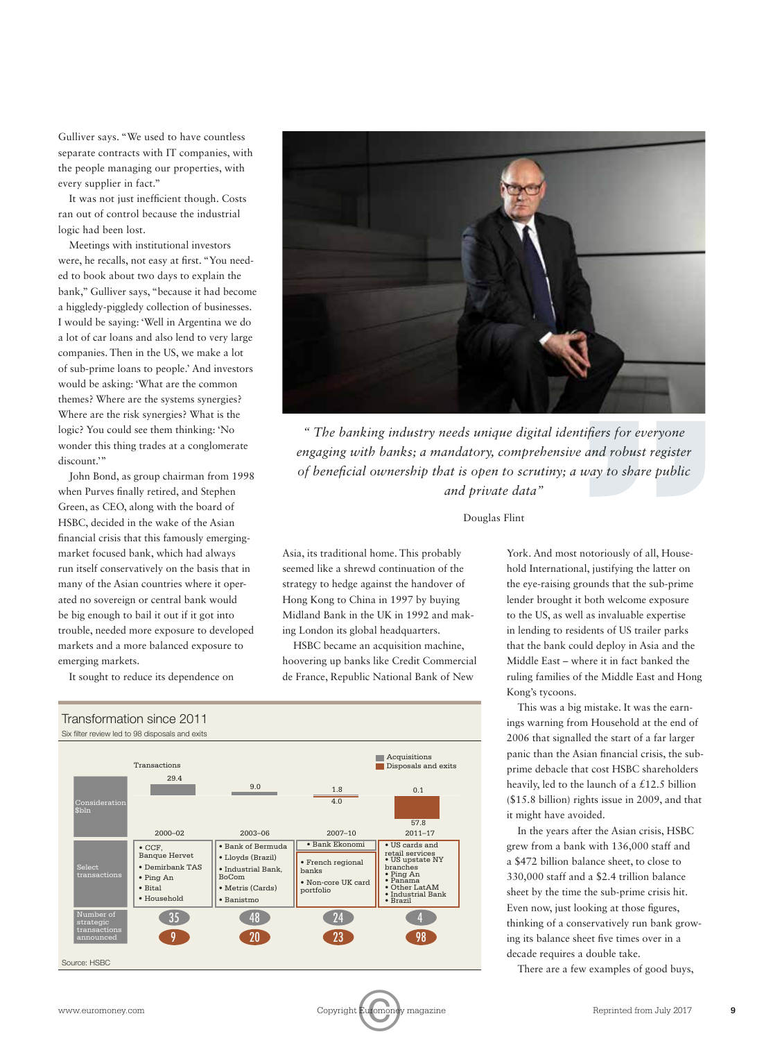Gulliver says. "We used to have countless separate contracts with IT companies, with the people managing our properties, with every supplier in fact."

It was not just inefficient though. Costs ran out of control because the industrial logic had been lost.

Meetings with institutional investors were, he recalls, not easy at first. "You needed to book about two days to explain the bank," Gulliver says, "because it had become a higgledy-piggledy collection of businesses. I would be saying: 'Well in Argentina we do a lot of car loans and also lend to very large companies. Then in the US, we make a lot of sub-prime loans to people.' And investors would be asking: 'What are the common themes? Where are the systems synergies? Where are the risk synergies? Where is the logic? You could see them thinking: 'No wonder this thing trades at a conglomerate discount.'"

John Bond, as group chairman from 1998 when Purves finally retired, and Stephen Green, as CEO, along with the board of HSBC, decided in the wake of the Asian financial crisis that this famously emerging-market focused bank, which had always run itself conservatively on the basis that in many of the Asian countries where it operated no sovereign or central bank would be big enough to bail it out if it got into trouble, needed more exposure to developed markets and a more balanced exposure to emerging markets.

It sought to reduce its dependence on Asia, its traditional home. This probably seemed like a shrewd continuation of the strategy to hedge against the handover of Hong Kong to China in 1997 by buying Midland Bank in the UK in 1992 and making London its global headquarters.

HSBC became an acquisition machine, hoovering up banks like Credit Commercial de France, Republic National Bank of New York. And most notoriously of all, Household International, justifying the latter on the eye-raising grounds that the sub-prime lender brought it both welcome exposure to the US, as well as invaluable expertise in lending to residents of US trailer parks that the bank could deploy in Asia and the Middle East – where it in fact banked the ruling families of the Middle East and Hong Kong's tycoons.

This was a big mistake. It was the earnings warning from Household at the end of 2006 that signalled the start of a far larger panic than the Asian financial crisis, the sub-prime debacle that cost HSBC shareholders heavily, led to the launch of a £12.5 billion ($15.8 billion) rights issue in 2009, and that it might have avoided.

In the years after the Asian crisis, HSBC grew from a bank with 136,000 staff and a $472 billion balance sheet, to close to 330,000 staff and a $2.4 trillion balance sheet by the time the sub-prime crisis hit. Even now, just looking at those figures, thinking of a conservatively run bank growing its balance sheet five times over in a decade requires a double take.

There are a few examples of good buys,

*"The banking industry needs unique digital identifiers for everyone engaging with banks; a mandatory, comprehensive and robust register of beneficial ownership that is open to scrutiny; a way to share public and private data"*

Douglas Flint

**Transformation since 2011**

Six filter review led to 98 disposals and exits

| | 2000–02 | 2003–06 | 2007–10 | 2011–17 |
|---|---|---|---|---|
| Consideration $bln – Acquisitions | 29.4 | 9.0 | 1.8 | 0.1 |
| Consideration $bln – Disposals and exits | | | 4.0 | 57.8 |
| Select transactions | • CCF, Banque Hervet • Demirbank TAS • Ping An • Bital • Household | • Bank of Bermuda • Lloyds (Brazil) • Industrial Bank, BoCom • Metris (Cards) • Banistmo | • Bank Ekonomi • French regional banks • Non-core UK card portfolio | • US cards and retail services • US upstate NY branches • Ping An • Panama • Other LatAM • Industrial Bank • Brazil |
| Number of strategic transactions announced – Acquisitions | 35 | 48 | 24 | 4 |
| Number of strategic transactions announced – Disposals and exits | 9 | 20 | 23 | 98 |

Source: HSBC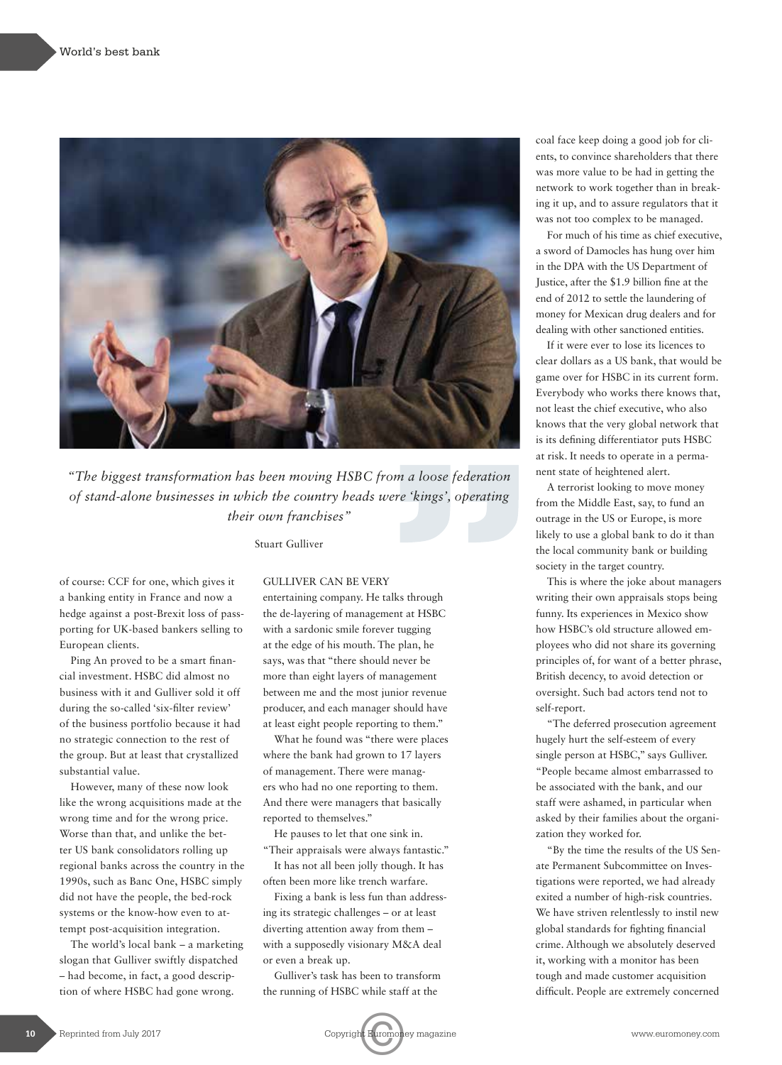*"The biggest transformation has been moving HSBC from a loose federation of stand-alone businesses in which the country heads were 'kings', operating their own franchises"*

Stuart Gulliver

of course: CCF for one, which gives it a banking entity in France and now a hedge against a post-Brexit loss of passporting for UK-based bankers selling to European clients.

Ping An proved to be a smart financial investment. HSBC did almost no business with it and Gulliver sold it off during the so-called 'six-filter review' of the business portfolio because it had no strategic connection to the rest of the group. But at least that crystallized substantial value.

However, many of these now look like the wrong acquisitions made at the wrong time and for the wrong price. Worse than that, and unlike the better US bank consolidators rolling up regional banks across the country in the 1990s, such as Banc One, HSBC simply did not have the people, the bed-rock systems or the know-how even to attempt post-acquisition integration.

The world's local bank – a marketing slogan that Gulliver swiftly dispatched – had become, in fact, a good description of where HSBC had gone wrong.

GULLIVER CAN BE VERY entertaining company. He talks through the de-layering of management at HSBC with a sardonic smile forever tugging at the edge of his mouth. The plan, he says, was that "there should never be more than eight layers of management between me and the most junior revenue producer, and each manager should have at least eight people reporting to them."

What he found was "there were places where the bank had grown to 17 layers of management. There were managers who had no one reporting to them. And there were managers that basically reported to themselves."

He pauses to let that one sink in. "Their appraisals were always fantastic."

It has not all been jolly though. It has often been more like trench warfare.

Fixing a bank is less fun than addressing its strategic challenges – or at least diverting attention away from them – with a supposedly visionary M&A deal or even a break up.

Gulliver's task has been to transform the running of HSBC while staff at the coal face keep doing a good job for clients, to convince shareholders that there was more value to be had in getting the network to work together than in breaking it up, and to assure regulators that it was not too complex to be managed.

For much of his time as chief executive, a sword of Damocles has hung over him in the DPA with the US Department of Justice, after the $1.9 billion fine at the end of 2012 to settle the laundering of money for Mexican drug dealers and for dealing with other sanctioned entities.

If it were ever to lose its licences to clear dollars as a US bank, that would be game over for HSBC in its current form. Everybody who works there knows that, not least the chief executive, who also knows that the very global network that is its defining differentiator puts HSBC at risk. It needs to operate in a permanent state of heightened alert.

A terrorist looking to move money from the Middle East, say, to fund an outrage in the US or Europe, is more likely to use a global bank to do it than the local community bank or building society in the target country.

This is where the joke about managers writing their own appraisals stops being funny. Its experiences in Mexico show how HSBC's old structure allowed employees who did not share its governing principles of, for want of a better phrase, British decency, to avoid detection or oversight. Such bad actors tend not to self-report.

"The deferred prosecution agreement hugely hurt the self-esteem of every single person at HSBC," says Gulliver. "People became almost embarrassed to be associated with the bank, and our staff were ashamed, in particular when asked by their families about the organization they worked for.

"By the time the results of the US Senate Permanent Subcommittee on Investigations were reported, we had already exited a number of high-risk countries. We have striven relentlessly to instil new global standards for fighting financial crime. Although we absolutely deserved it, working with a monitor has been tough and made customer acquisition difficult. People are extremely concerned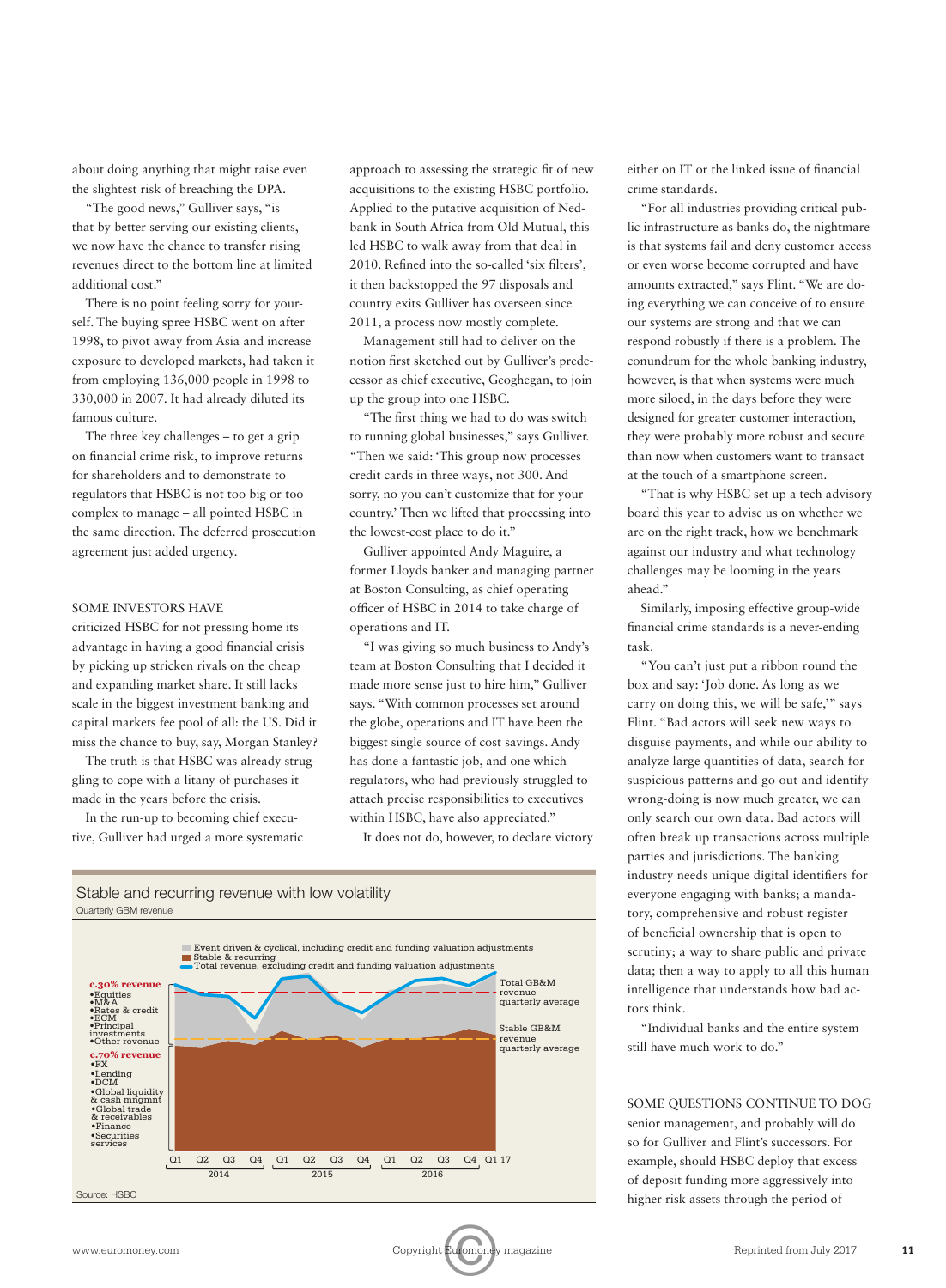about doing anything that might raise even the slightest risk of breaching the DPA.

"The good news," Gulliver says, "is that by better serving our existing clients, we now have the chance to transfer rising revenues direct to the bottom line at limited additional cost."

There is no point feeling sorry for yourself. The buying spree HSBC went on after 1998, to pivot away from Asia and increase exposure to developed markets, had taken it from employing 136,000 people in 1998 to 330,000 in 2007. It had already diluted its famous culture.

The three key challenges – to get a grip on financial crime risk, to improve returns for shareholders and to demonstrate to regulators that HSBC is not too big or too complex to manage – all pointed HSBC in the same direction. The deferred prosecution agreement just added urgency.

SOME INVESTORS HAVE criticized HSBC for not pressing home its advantage in having a good financial crisis by picking up stricken rivals on the cheap and expanding market share. It still lacks scale in the biggest investment banking and capital markets fee pool of all: the US. Did it miss the chance to buy, say, Morgan Stanley?

The truth is that HSBC was already struggling to cope with a litany of purchases it made in the years before the crisis.

In the run-up to becoming chief executive, Gulliver had urged a more systematic approach to assessing the strategic fit of new acquisitions to the existing HSBC portfolio. Applied to the putative acquisition of Nedbank in South Africa from Old Mutual, this led HSBC to walk away from that deal in 2010. Refined into the so-called 'six filters', it then backstopped the 97 disposals and country exits Gulliver has overseen since 2011, a process now mostly complete.

Management still had to deliver on the notion first sketched out by Gulliver's predecessor as chief executive, Geoghegan, to join up the group into one HSBC.

"The first thing we had to do was switch to running global businesses," says Gulliver. "Then we said: 'This group now processes credit cards in three ways, not 300. And sorry, no you can't customize that for your country.' Then we lifted that processing into the lowest-cost place to do it."

Gulliver appointed Andy Maguire, a former Lloyds banker and managing partner at Boston Consulting, as chief operating officer of HSBC in 2014 to take charge of operations and IT.

"I was giving so much business to Andy's team at Boston Consulting that I decided it made more sense just to hire him," Gulliver says. "With common processes set around the globe, operations and IT have been the biggest single source of cost savings. Andy has done a fantastic job, and one which regulators, who had previously struggled to attach precise responsibilities to executives within HSBC, have also appreciated."

It does not do, however, to declare victory either on IT or the linked issue of financial crime standards.

"For all industries providing critical public infrastructure as banks do, the nightmare is that systems fail and deny customer access or even worse become corrupted and have amounts extracted," says Flint. "We are doing everything we can conceive of to ensure our systems are strong and that we can respond robustly if there is a problem. The conundrum for the whole banking industry, however, is that when systems were much more siloed, in the days before they were designed for greater customer interaction, they were probably more robust and secure than now when customers want to transact at the touch of a smartphone screen.

"That is why HSBC set up a tech advisory board this year to advise us on whether we are on the right track, how we benchmark against our industry and what technology challenges may be looming in the years ahead."

Similarly, imposing effective group-wide financial crime standards is a never-ending task.

"You can't just put a ribbon round the box and say: 'Job done. As long as we carry on doing this, we will be safe,'" says Flint. "Bad actors will seek new ways to disguise payments, and while our ability to analyze large quantities of data, search for suspicious patterns and go out and identify wrong-doing is now much greater, we can only search our own data. Bad actors will often break up transactions across multiple parties and jurisdictions. The banking industry needs unique digital identifiers for everyone engaging with banks; a mandatory, comprehensive and robust register of beneficial ownership that is open to scrutiny; a way to share public and private data; then a way to apply to all this human intelligence that understands how bad actors think.

"Individual banks and the entire system still have much work to do."

SOME QUESTIONS CONTINUE TO DOG senior management, and probably will do so for Gulliver and Flint's successors. For example, should HSBC deploy that excess of deposit funding more aggressively into higher-risk assets through the period of

**Stable and recurring revenue with low volatility**

Quarterly GBM revenue

- Event driven & cyclical, including credit and funding valuation adjustments
- Stable & recurring
- Total revenue, excluding credit and funding valuation adjustments

**c.30% revenue**
- Equities
- M&A
- Rates & credit
- ECM
- Principal investments
- Other revenue

**c.70% revenue**
- FX
- Lending
- DCM
- Global liquidity & cash mngmnt
- Global trade & receivables
- Finance
- Securities services

Total GB&M revenue quarterly average

Stable GB&M revenue quarterly average

Q1 Q2 Q3 Q4 (2014) Q1 Q2 Q3 Q4 (2015) Q1 Q2 Q3 Q4 (2016) Q1 17

Source: HSBC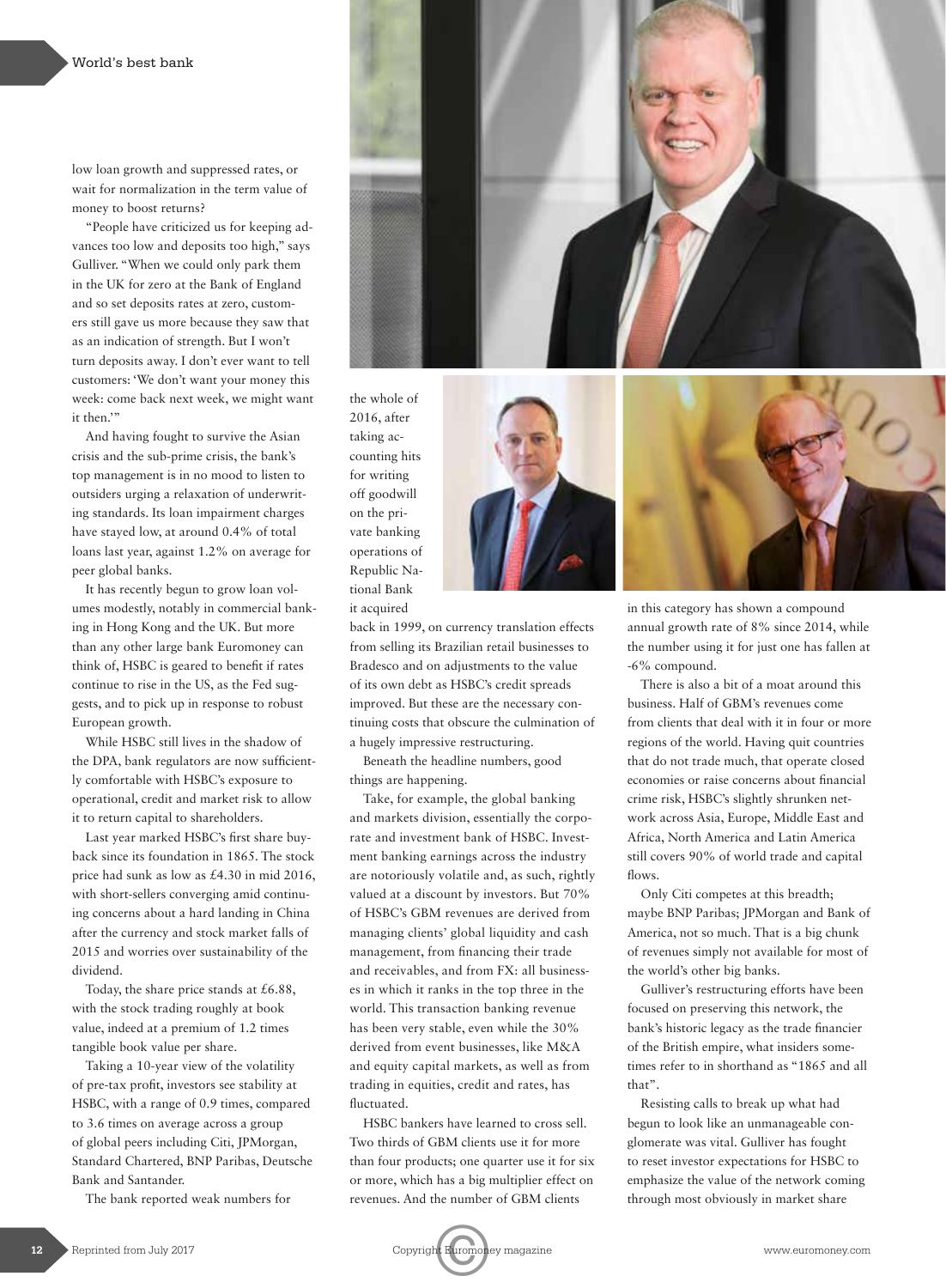low loan growth and suppressed rates, or wait for normalization in the term value of money to boost returns?

"People have criticized us for keeping advances too low and deposits too high," says Gulliver. "When we could only park them in the UK for zero at the Bank of England and so set deposits rates at zero, customers still gave us more because they saw that as an indication of strength. But I won't turn deposits away. I don't ever want to tell customers: 'We don't want your money this week: come back next week, we might want it then.'"

And having fought to survive the Asian crisis and the sub-prime crisis, the bank's top management is in no mood to listen to outsiders urging a relaxation of underwriting standards. Its loan impairment charges have stayed low, at around 0.4% of total loans last year, against 1.2% on average for peer global banks.

It has recently begun to grow loan volumes modestly, notably in commercial banking in Hong Kong and the UK. But more than any other large bank Euromoney can think of, HSBC is geared to benefit if rates continue to rise in the US, as the Fed suggests, and to pick up in response to robust European growth.

While HSBC still lives in the shadow of the DPA, bank regulators are now sufficiently comfortable with HSBC's exposure to operational, credit and market risk to allow it to return capital to shareholders.

Last year marked HSBC's first share buyback since its foundation in 1865. The stock price had sunk as low as £4.30 in mid 2016, with short-sellers converging amid continuing concerns about a hard landing in China after the currency and stock market falls of 2015 and worries over sustainability of the dividend.

Today, the share price stands at £6.88, with the stock trading roughly at book value, indeed at a premium of 1.2 times tangible book value per share.

Taking a 10-year view of the volatility of pre-tax profit, investors see stability at HSBC, with a range of 0.9 times, compared to 3.6 times on average across a group of global peers including Citi, JPMorgan, Standard Chartered, BNP Paribas, Deutsche Bank and Santander.

The bank reported weak numbers for the whole of 2016, after taking accounting hits for writing off goodwill on the private banking operations of Republic National Bank it acquired back in 1999, on currency translation effects from selling its Brazilian retail businesses to Bradesco and on adjustments to the value of its own debt as HSBC's credit spreads improved. But these are the necessary continuing costs that obscure the culmination of a hugely impressive restructuring.

Beneath the headline numbers, good things are happening.

Take, for example, the global banking and markets division, essentially the corporate and investment bank of HSBC. Investment banking earnings across the industry are notoriously volatile and, as such, rightly valued at a discount by investors. But 70% of HSBC's GBM revenues are derived from managing clients' global liquidity and cash management, from financing their trade and receivables, and from FX: all businesses in which it ranks in the top three in the world. This transaction banking revenue has been very stable, even while the 30% derived from event businesses, like M&A and equity capital markets, as well as from trading in equities, credit and rates, has fluctuated.

HSBC bankers have learned to cross sell. Two thirds of GBM clients use it for more than four products; one quarter use it for six or more, which has a big multiplier effect on revenues. And the number of GBM clients in this category has shown a compound annual growth rate of 8% since 2014, while the number using it for just one has fallen at -6% compound.

There is also a bit of a moat around this business. Half of GBM's revenues come from clients that deal with it in four or more regions of the world. Having quit countries that do not trade much, that operate closed economies or raise concerns about financial crime risk, HSBC's slightly shrunken network across Asia, Europe, Middle East and Africa, North America and Latin America still covers 90% of world trade and capital flows.

Only Citi competes at this breadth; maybe BNP Paribas; JPMorgan and Bank of America, not so much. That is a big chunk of revenues simply not available for most of the world's other big banks.

Gulliver's restructuring efforts have been focused on preserving this network, the bank's historic legacy as the trade financier of the British empire, what insiders sometimes refer to in shorthand as "1865 and all that".

Resisting calls to break up what had begun to look like an unmanageable conglomerate was vital. Gulliver has fought to reset investor expectations for HSBC to emphasize the value of the network coming through most obviously in market share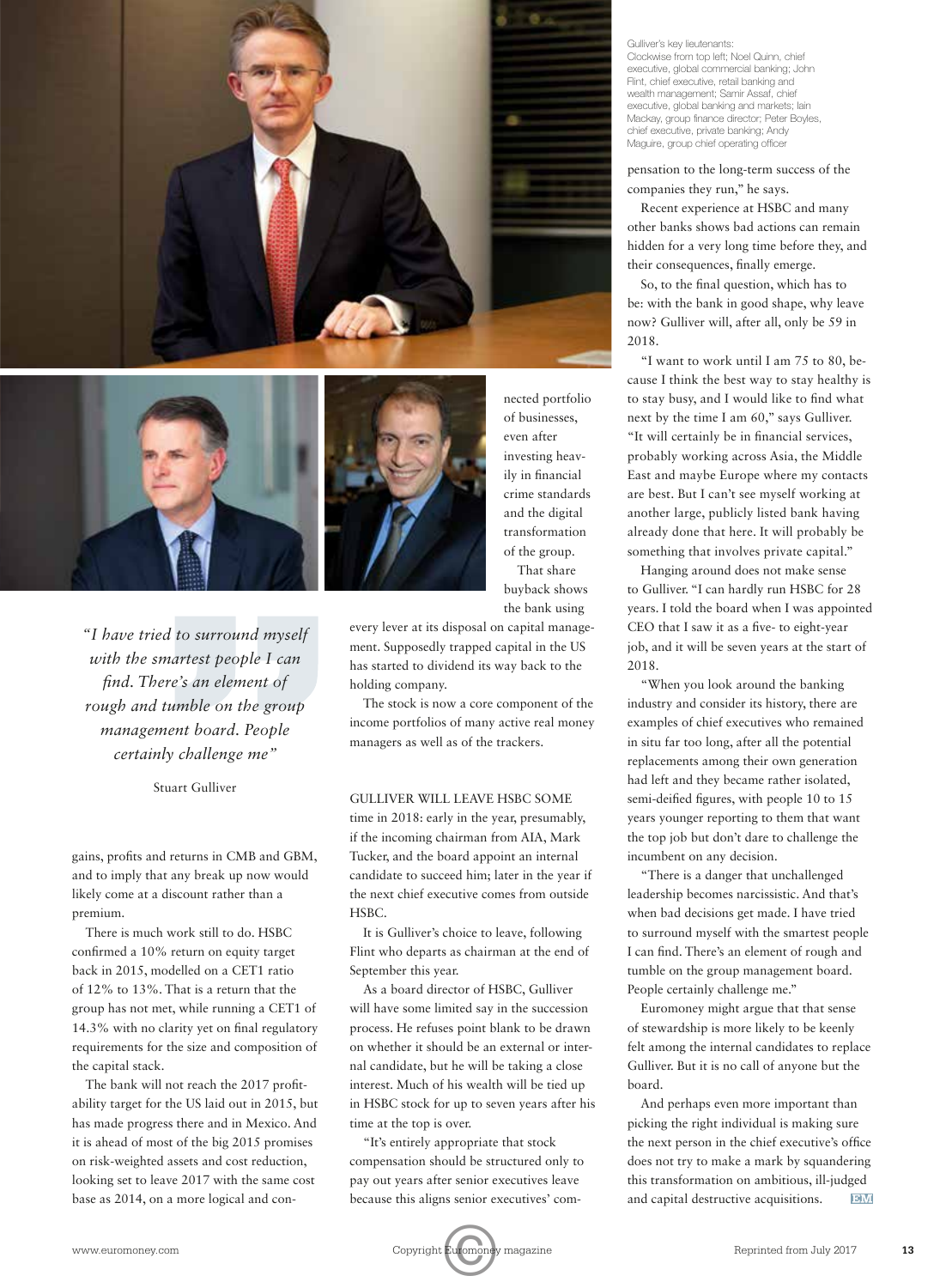Gulliver's key lieutenants: Clockwise from top left; Noel Quinn, chief executive, global commercial banking; John Flint, chief executive, retail banking and wealth management; Samir Assaf, chief executive, global banking and markets; Iain Mackay, group finance director; Peter Boyles, chief executive, private banking; Andy Maguire, group chief operating officer

> *"I have tried to surround myself with the smartest people I can find. There's an element of rough and tumble on the group management board. People certainly challenge me"*
>
> Stuart Gulliver

gains, profits and returns in CMB and GBM, and to imply that any break up now would likely come at a discount rather than a premium.

There is much work still to do. HSBC confirmed a 10% return on equity target back in 2015, modelled on a CET1 ratio of 12% to 13%. That is a return that the group has not met, while running a CET1 of 14.3% with no clarity yet on final regulatory requirements for the size and composition of the capital stack.

The bank will not reach the 2017 profitability target for the US laid out in 2015, but has made progress there and in Mexico. And it is ahead of most of the big 2015 promises on risk-weighted assets and cost reduction, looking set to leave 2017 with the same cost base as 2014, on a more logical and connected portfolio of businesses, even after investing heavily in financial crime standards and the digital transformation of the group.

That share buyback shows the bank using every lever at its disposal on capital management. Supposedly trapped capital in the US has started to dividend its way back to the holding company.

The stock is now a core component of the income portfolios of many active real money managers as well as of the trackers.

GULLIVER WILL LEAVE HSBC SOME time in 2018: early in the year, presumably, if the incoming chairman from AIA, Mark Tucker, and the board appoint an internal candidate to succeed him; later in the year if the next chief executive comes from outside HSBC.

It is Gulliver's choice to leave, following Flint who departs as chairman at the end of September this year.

As a board director of HSBC, Gulliver will have some limited say in the succession process. He refuses point blank to be drawn on whether it should be an external or internal candidate, but he will be taking a close interest. Much of his wealth will be tied up in HSBC stock for up to seven years after his time at the top is over.

"It's entirely appropriate that stock compensation should be structured only to pay out years after senior executives leave because this aligns senior executives' compensation to the long-term success of the companies they run," he says.

Recent experience at HSBC and many other banks shows bad actions can remain hidden for a very long time before they, and their consequences, finally emerge.

So, to the final question, which has to be: with the bank in good shape, why leave now? Gulliver will, after all, only be 59 in 2018.

"I want to work until I am 75 to 80, because I think the best way to stay healthy is to stay busy, and I would like to find what next by the time I am 60," says Gulliver. "It will certainly be in financial services, probably working across Asia, the Middle East and maybe Europe where my contacts are best. But I can't see myself working at another large, publicly listed bank having already done that here. It will probably be something that involves private capital."

Hanging around does not make sense to Gulliver. "I can hardly run HSBC for 28 years. I told the board when I was appointed CEO that I saw it as a five- to eight-year job, and it will be seven years at the start of 2018.

"When you look around the banking industry and consider its history, there are examples of chief executives who remained in situ far too long, after all the potential replacements among their own generation had left and they became rather isolated, semi-deified figures, with people 10 to 15 years younger reporting to them that want the top job but don't dare to challenge the incumbent on any decision.

"There is a danger that unchallenged leadership becomes narcissistic. And that's when bad decisions get made. I have tried to surround myself with the smartest people I can find. There's an element of rough and tumble on the group management board. People certainly challenge me."

Euromoney might argue that that sense of stewardship is more likely to be keenly felt among the internal candidates to replace Gulliver. But it is no call of anyone but the board.

And perhaps even more important than picking the right individual is making sure the next person in the chief executive's office does not try to make a mark by squandering this transformation on ambitious, ill-judged and capital destructive acquisitions.